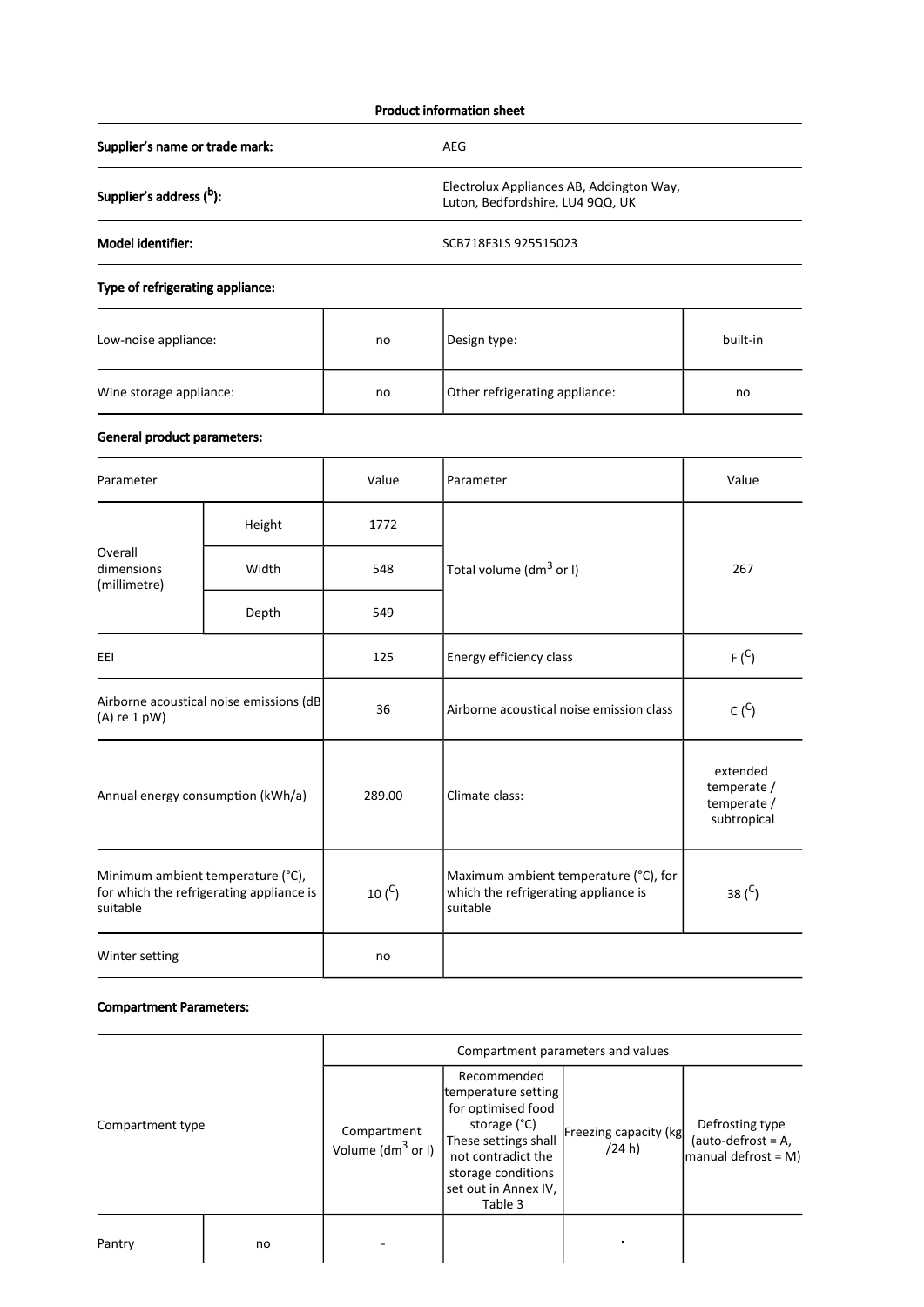# Product information sheet

| | |
|---|---|
| **Supplier's name or trade mark:** | AEG |
| **Supplier's address ([b]):** | Electrolux Appliances AB, Addington Way, Luton, Bedfordshire, LU4 9QQ, UK |
| **Model identifier:** | SCB718F3LS 925515023 |

**Type of refrigerating appliance:**

| | | | |
|---|---|---|---|
| Low-noise appliance: | no | Design type: | built-in |
| Wine storage appliance: | no | Other refrigerating appliance: | no |

**General product parameters:**

| Parameter | | Value | Parameter | Value |
|---|---|---|---|---|
| Overall dimensions (millimetre) | Height | 1772 | Total volume ($dm^3$ or l) | 267 |
| | Width | 548 | | |
| | Depth | 549 | | |
| EEI | | 125 | Energy efficiency class | F ([C]) |
| Airborne acoustical noise emissions (dB(A) re 1 pW) | | 36 | Airborne acoustical noise emission class | C ([C]) |
| Annual energy consumption (kWh/a) | | 289.00 | Climate class: | extended temperate / temperate / subtropical |
| Minimum ambient temperature (°C), for which the refrigerating appliance is suitable | | 10 ([C]) | Maximum ambient temperature (°C), for which the refrigerating appliance is suitable | 38 ([C]) |
| Winter setting | | no | | |

**Compartment Parameters:**

| Compartment type | | Compartment parameters and values | | | |
|---|---|---|---|---|---|
| | | Compartment Volume ($dm^3$ or l) | Recommended temperature setting for optimised food storage (°C) These settings shall not contradict the storage conditions set out in Annex IV, Table 3 | Freezing capacity (kg /24 h) | Defrosting type (auto-defrost = A, manual defrost = M) |
| Pantry | no | - | | - | |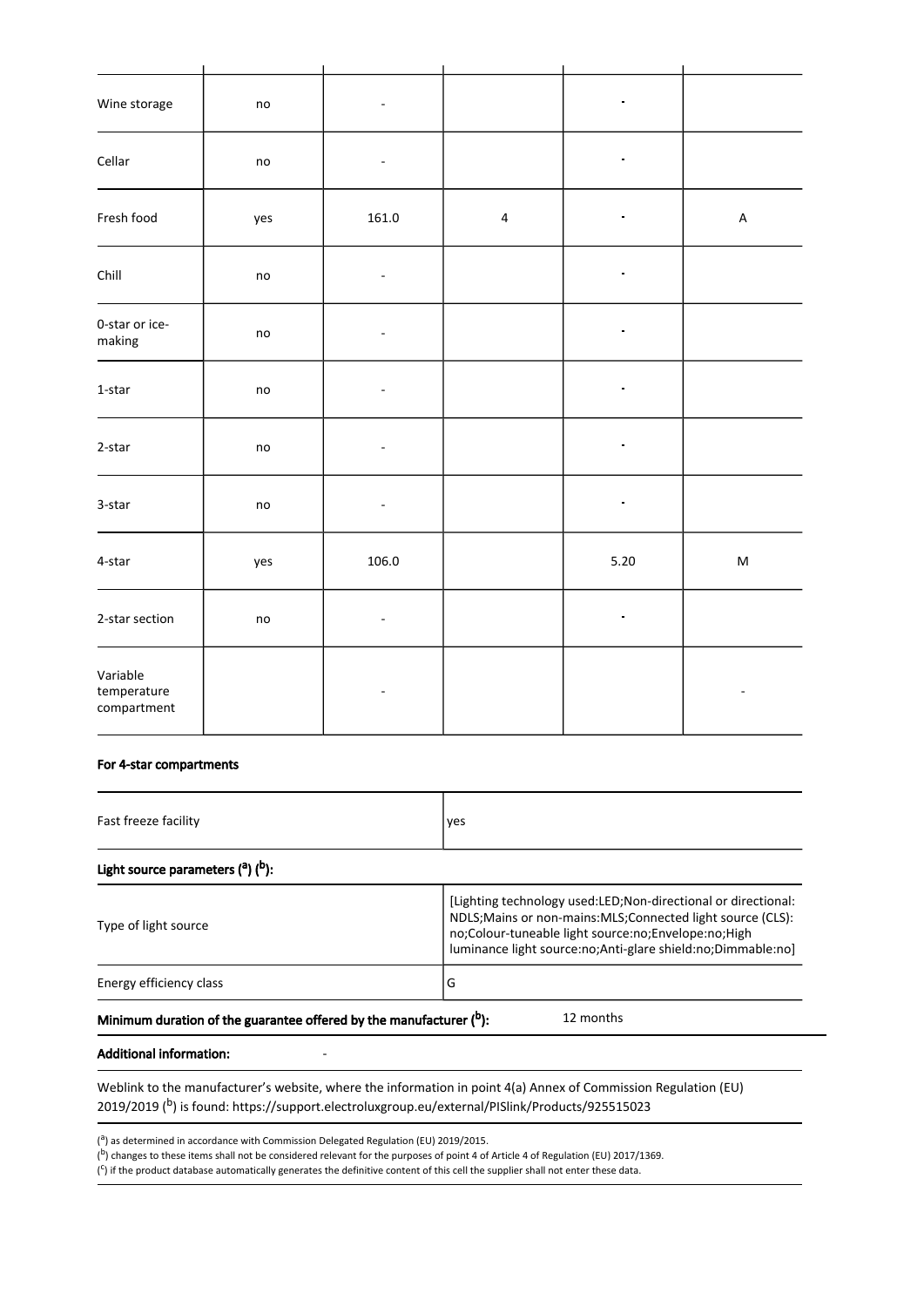| | | | | | |
|---|---|---|---|---|---|
| Wine storage | no | - | | - | |
| Cellar | no | - | | - | |
| Fresh food | yes | 161.0 | 4 | - | A |
| Chill | no | - | | - | |
| 0-star or ice-making | no | - | | - | |
| 1-star | no | - | | - | |
| 2-star | no | - | | - | |
| 3-star | no | - | | - | |
| 4-star | yes | 106.0 | | 5.20 | M |
| 2-star section | no | - | | - | |
| Variable temperature compartment | | - | | | - |

**For 4-star compartments**

| | |
|---|---|
| Fast freeze facility | yes |

**Light source parameters ([a]) ([b]):**

| | |
|---|---|
| Type of light source | [Lighting technology used:LED;Non-directional or directional: NDLS;Mains or non-mains:MLS;Connected light source (CLS): no;Colour-tuneable light source:no;Envelope:no;High luminance light source:no;Anti-glare shield:no;Dimmable:no] |
| Energy efficiency class | G |

**Minimum duration of the guarantee offered by the manufacturer ([b]):** 12 months

**Additional information:** -

Weblink to the manufacturer's website, where the information in point 4(a) Annex of Commission Regulation (EU) 2019/2019 ([b]) is found: https://support.electroluxgroup.eu/external/PISlink/Products/925515023

([a]) as determined in accordance with Commission Delegated Regulation (EU) 2019/2015.
([b]) changes to these items shall not be considered relevant for the purposes of point 4 of Article 4 of Regulation (EU) 2017/1369.
([c]) if the product database automatically generates the definitive content of this cell the supplier shall not enter these data.